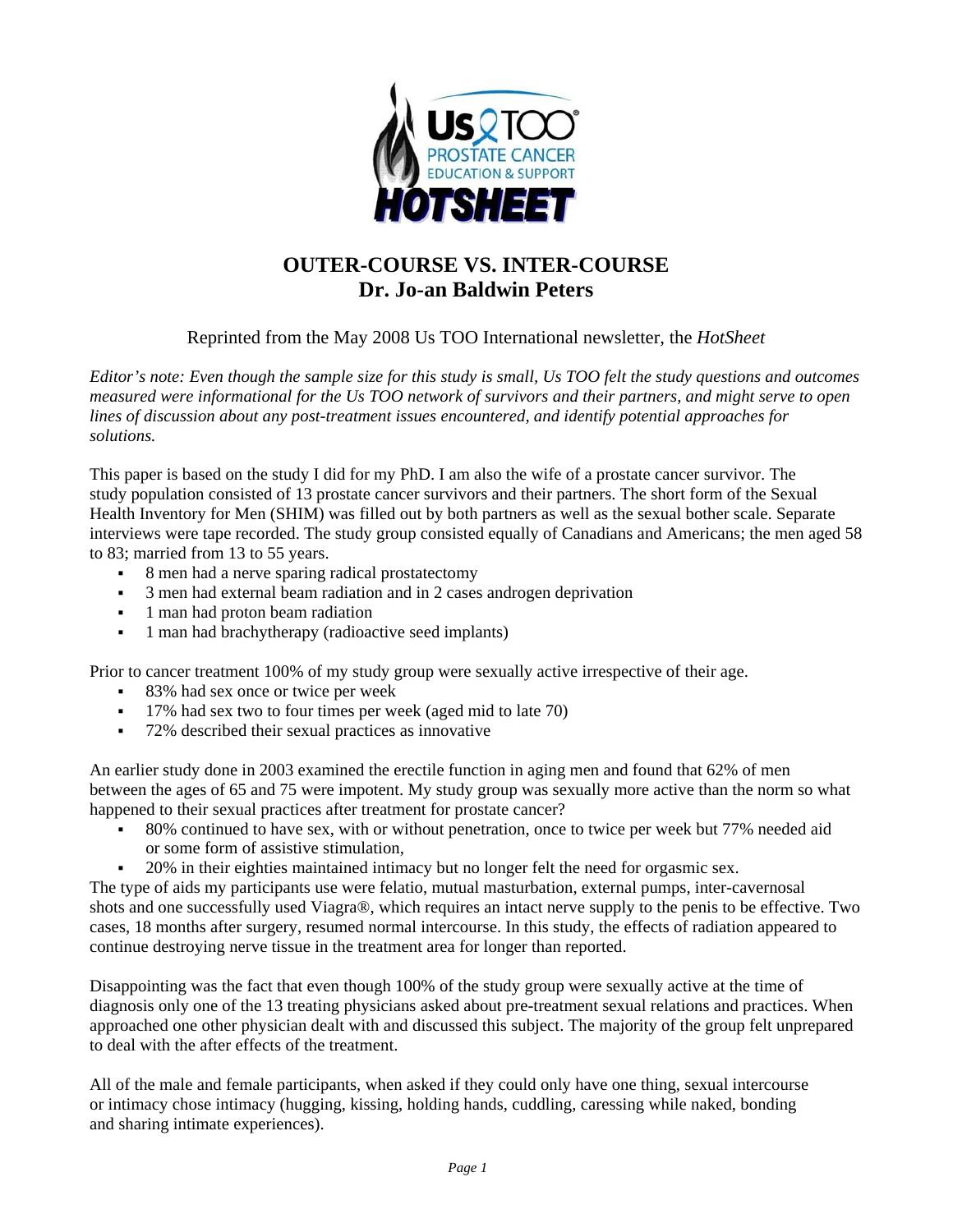# OUTER-COURSE VS. INTER-COURSE

## Dr. Jo-an Baldwin Peters

Reprinted from the May 2008 Us TOO International newsletter, the *HotSheet*

*Editor's note: Even though the sample size for this study is small, Us TOO felt the study questions and outcomes measured were informational for the Us TOO network of survivors and their partners, and might serve to open lines of discussion about any post-treatment issues encountered, and identify potential approaches for solutions.*

This paper is based on the study I did for my PhD. I am also the wife of a prostate cancer survivor. The study population consisted of 13 prostate cancer survivors and their partners. The short form of the Sexual Health Inventory for Men (SHIM) was filled out by both partners as well as the sexual bother scale. Separate interviews were tape recorded. The study group consisted equally of Canadians and Americans; the men aged 58 to 83; married from 13 to 55 years.

- 8 men had a nerve sparing radical prostatectomy
- 3 men had external beam radiation and in 2 cases androgen deprivation
- 1 man had proton beam radiation
- 1 man had brachytherapy (radioactive seed implants)

Prior to cancer treatment 100% of my study group were sexually active irrespective of their age.

- 83% had sex once or twice per week
- 17% had sex two to four times per week (aged mid to late 70)
- 72% described their sexual practices as innovative

An earlier study done in 2003 examined the erectile function in aging men and found that 62% of men between the ages of 65 and 75 were impotent. My study group was sexually more active than the norm so what happened to their sexual practices after treatment for prostate cancer?

- 80% continued to have sex, with or without penetration, once to twice per week but 77% needed aid or some form of assistive stimulation,
- 20% in their eighties maintained intimacy but no longer felt the need for orgasmic sex.

The type of aids my participants use were felatio, mutual masturbation, external pumps, inter-cavernosal shots and one successfully used Viagra®, which requires an intact nerve supply to the penis to be effective. Two cases, 18 months after surgery, resumed normal intercourse. In this study, the effects of radiation appeared to continue destroying nerve tissue in the treatment area for longer than reported.

Disappointing was the fact that even though 100% of the study group were sexually active at the time of diagnosis only one of the 13 treating physicians asked about pre-treatment sexual relations and practices. When approached one other physician dealt with and discussed this subject. The majority of the group felt unprepared to deal with the after effects of the treatment.

All of the male and female participants, when asked if they could only have one thing, sexual intercourse or intimacy chose intimacy (hugging, kissing, holding hands, cuddling, caressing while naked, bonding and sharing intimate experiences).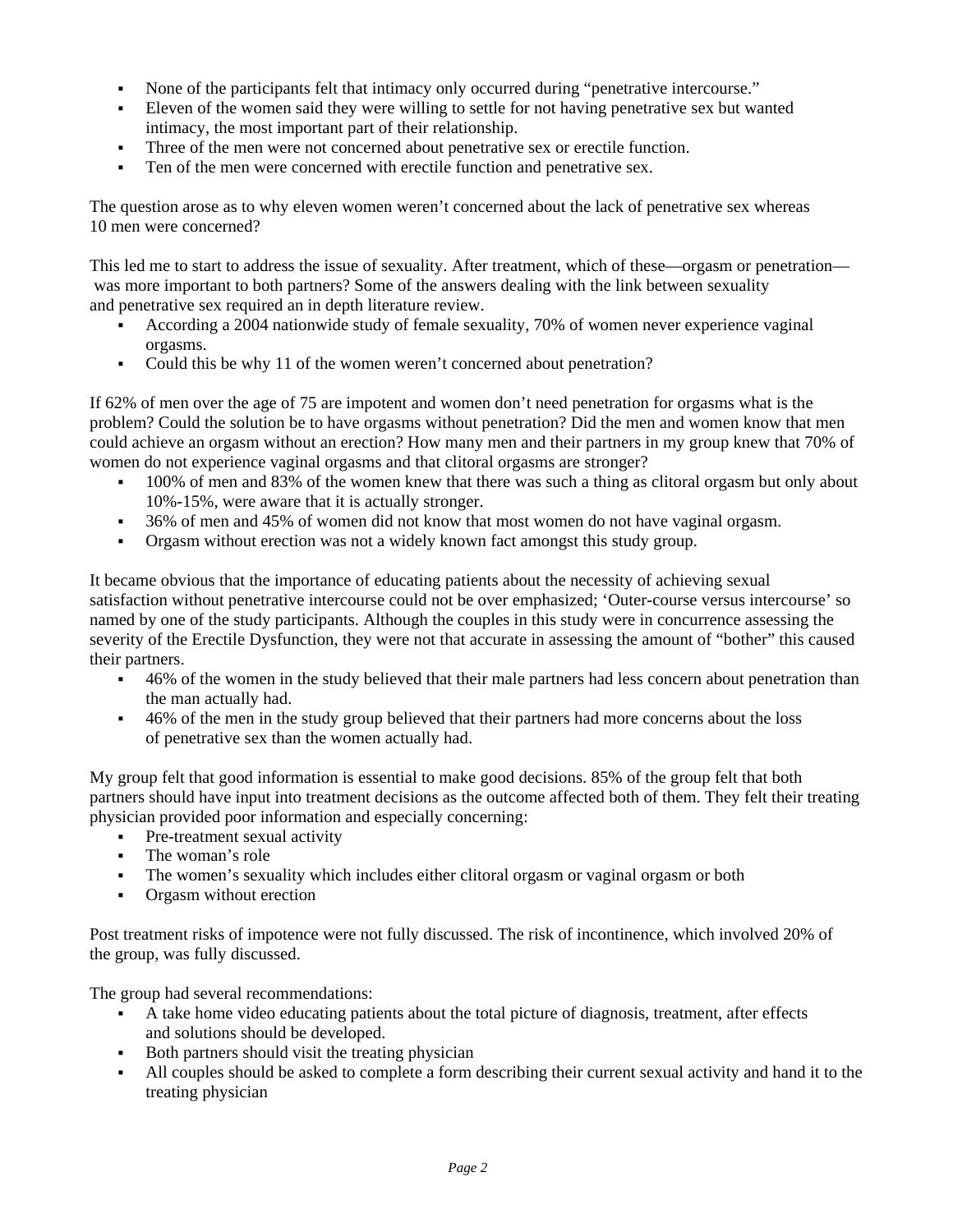- None of the participants felt that intimacy only occurred during "penetrative intercourse."
- Eleven of the women said they were willing to settle for not having penetrative sex but wanted intimacy, the most important part of their relationship.
- Three of the men were not concerned about penetrative sex or erectile function.
- Ten of the men were concerned with erectile function and penetrative sex.

The question arose as to why eleven women weren't concerned about the lack of penetrative sex whereas 10 men were concerned?

This led me to start to address the issue of sexuality. After treatment, which of these—orgasm or penetration— was more important to both partners? Some of the answers dealing with the link between sexuality and penetrative sex required an in depth literature review.

- According a 2004 nationwide study of female sexuality, 70% of women never experience vaginal orgasms.
- Could this be why 11 of the women weren't concerned about penetration?

If 62% of men over the age of 75 are impotent and women don't need penetration for orgasms what is the problem? Could the solution be to have orgasms without penetration? Did the men and women know that men could achieve an orgasm without an erection? How many men and their partners in my group knew that 70% of women do not experience vaginal orgasms and that clitoral orgasms are stronger?

- 100% of men and 83% of the women knew that there was such a thing as clitoral orgasm but only about 10%-15%, were aware that it is actually stronger.
- 36% of men and 45% of women did not know that most women do not have vaginal orgasm.
- Orgasm without erection was not a widely known fact amongst this study group.

It became obvious that the importance of educating patients about the necessity of achieving sexual satisfaction without penetrative intercourse could not be over emphasized; 'Outer-course versus intercourse' so named by one of the study participants. Although the couples in this study were in concurrence assessing the severity of the Erectile Dysfunction, they were not that accurate in assessing the amount of "bother" this caused their partners.

- 46% of the women in the study believed that their male partners had less concern about penetration than the man actually had.
- 46% of the men in the study group believed that their partners had more concerns about the loss of penetrative sex than the women actually had.

My group felt that good information is essential to make good decisions. 85% of the group felt that both partners should have input into treatment decisions as the outcome affected both of them. They felt their treating physician provided poor information and especially concerning:

- Pre-treatment sexual activity
- The woman's role
- The women's sexuality which includes either clitoral orgasm or vaginal orgasm or both
- Orgasm without erection

Post treatment risks of impotence were not fully discussed. The risk of incontinence, which involved 20% of the group, was fully discussed.

The group had several recommendations:

- A take home video educating patients about the total picture of diagnosis, treatment, after effects and solutions should be developed.
- Both partners should visit the treating physician
- All couples should be asked to complete a form describing their current sexual activity and hand it to the treating physician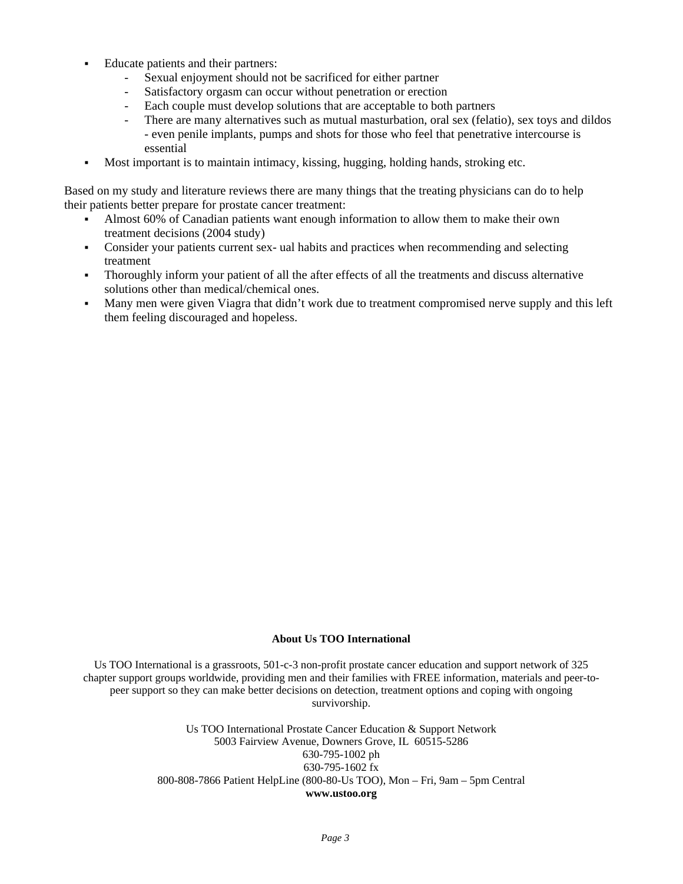- Educate patients and their partners:
  - Sexual enjoyment should not be sacrificed for either partner
  - Satisfactory orgasm can occur without penetration or erection
  - Each couple must develop solutions that are acceptable to both partners
  - There are many alternatives such as mutual masturbation, oral sex (felatio), sex toys and dildos - even penile implants, pumps and shots for those who feel that penetrative intercourse is essential
- Most important is to maintain intimacy, kissing, hugging, holding hands, stroking etc.

Based on my study and literature reviews there are many things that the treating physicians can do to help their patients better prepare for prostate cancer treatment:

- Almost 60% of Canadian patients want enough information to allow them to make their own treatment decisions (2004 study)
- Consider your patients current sex- ual habits and practices when recommending and selecting treatment
- Thoroughly inform your patient of all the after effects of all the treatments and discuss alternative solutions other than medical/chemical ones.
- Many men were given Viagra that didn't work due to treatment compromised nerve supply and this left them feeling discouraged and hopeless.

**About Us TOO International**

Us TOO International is a grassroots, 501-c-3 non-profit prostate cancer education and support network of 325 chapter support groups worldwide, providing men and their families with FREE information, materials and peer-to-peer support so they can make better decisions on detection, treatment options and coping with ongoing survivorship.

Us TOO International Prostate Cancer Education & Support Network
5003 Fairview Avenue, Downers Grove, IL 60515-5286
630-795-1002 ph
630-795-1602 fx
800-808-7866 Patient HelpLine (800-80-Us TOO), Mon – Fri, 9am – 5pm Central
**www.ustoo.org**